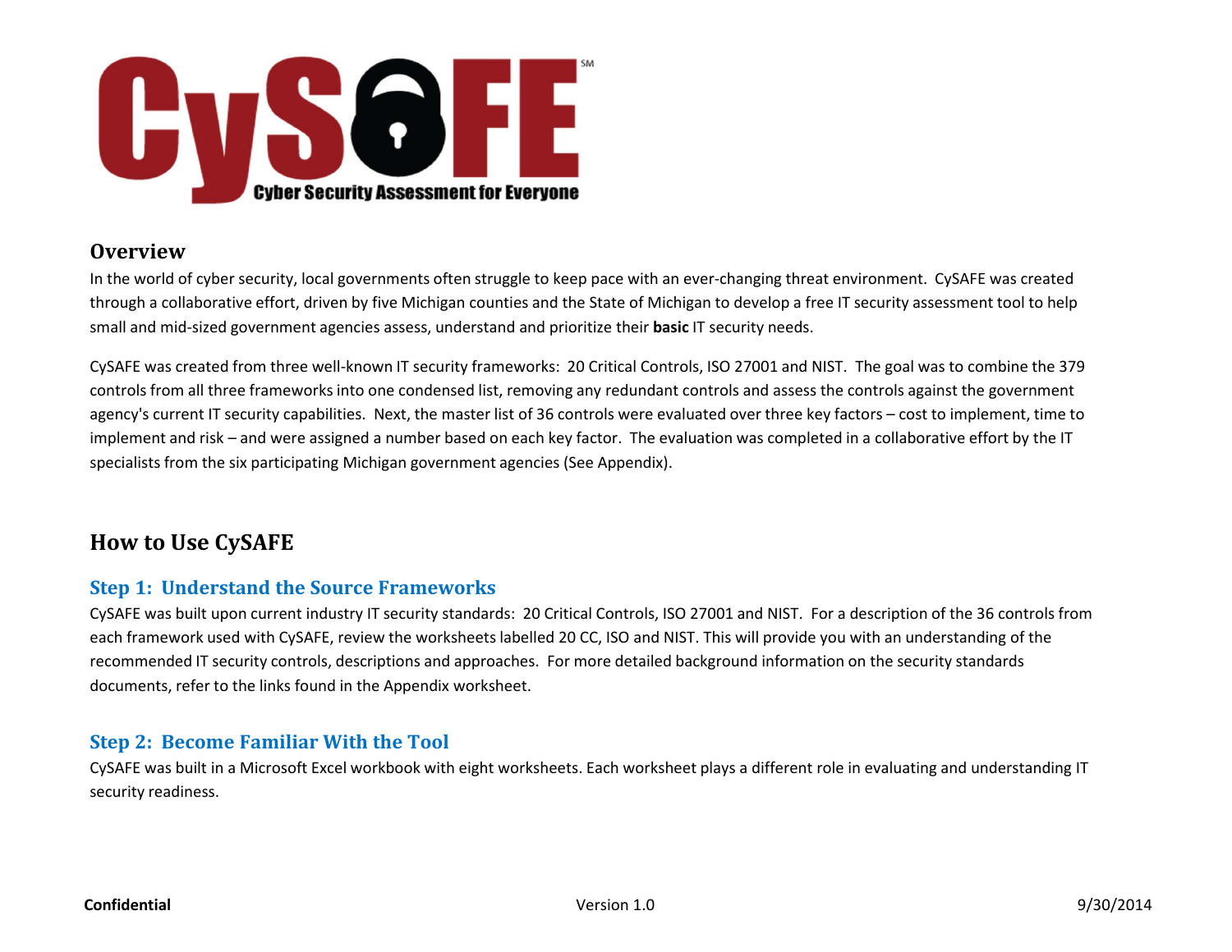# CySAFE

Cyber Security Assessment for Everyone

## Overview

In the world of cyber security, local governments often struggle to keep pace with an ever-changing threat environment. CySAFE was created through a collaborative effort, driven by five Michigan counties and the State of Michigan to develop a free IT security assessment tool to help small and mid-sized government agencies assess, understand and prioritize their **basic** IT security needs.

CySAFE was created from three well-known IT security frameworks: 20 Critical Controls, ISO 27001 and NIST. The goal was to combine the 379 controls from all three frameworks into one condensed list, removing any redundant controls and assess the controls against the government agency's current IT security capabilities. Next, the master list of 36 controls were evaluated over three key factors – cost to implement, time to implement and risk – and were assigned a number based on each key factor. The evaluation was completed in a collaborative effort by the IT specialists from the six participating Michigan government agencies (See Appendix).

## How to Use CySAFE

### Step 1: Understand the Source Frameworks

CySAFE was built upon current industry IT security standards: 20 Critical Controls, ISO 27001 and NIST. For a description of the 36 controls from each framework used with CySAFE, review the worksheets labelled 20 CC, ISO and NIST. This will provide you with an understanding of the recommended IT security controls, descriptions and approaches. For more detailed background information on the security standards documents, refer to the links found in the Appendix worksheet.

### Step 2: Become Familiar With the Tool

CySAFE was built in a Microsoft Excel workbook with eight worksheets. Each worksheet plays a different role in evaluating and understanding IT security readiness.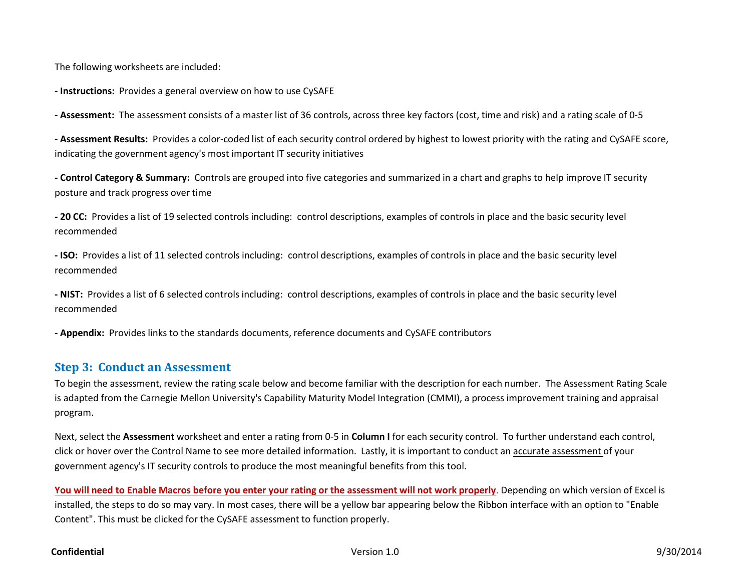The following worksheets are included:

**- Instructions:** Provides a general overview on how to use CySAFE

**- Assessment:** The assessment consists of a master list of 36 controls, across three key factors (cost, time and risk) and a rating scale of 0-5

**- Assessment Results:** Provides a color-coded list of each security control ordered by highest to lowest priority with the rating and CySAFE score, indicating the government agency's most important IT security initiatives

**- Control Category & Summary:** Controls are grouped into five categories and summarized in a chart and graphs to help improve IT security posture and track progress over time

**- 20 CC:** Provides a list of 19 selected controls including: control descriptions, examples of controls in place and the basic security level recommended

**- ISO:** Provides a list of 11 selected controls including: control descriptions, examples of controls in place and the basic security level recommended

**- NIST:** Provides a list of 6 selected controls including: control descriptions, examples of controls in place and the basic security level recommended

**- Appendix:** Provides links to the standards documents, reference documents and CySAFE contributors

## Step 3: Conduct an Assessment

To begin the assessment, review the rating scale below and become familiar with the description for each number. The Assessment Rating Scale is adapted from the Carnegie Mellon University's Capability Maturity Model Integration (CMMI), a process improvement training and appraisal program.

Next, select the **Assessment** worksheet and enter a rating from 0-5 in **Column I** for each security control. To further understand each control, click or hover over the Control Name to see more detailed information. Lastly, it is important to conduct an accurate assessment of your government agency's IT security controls to produce the most meaningful benefits from this tool.

**You will need to Enable Macros before you enter your rating or the assessment will not work properly**. Depending on which version of Excel is installed, the steps to do so may vary. In most cases, there will be a yellow bar appearing below the Ribbon interface with an option to "Enable Content". This must be clicked for the CySAFE assessment to function properly.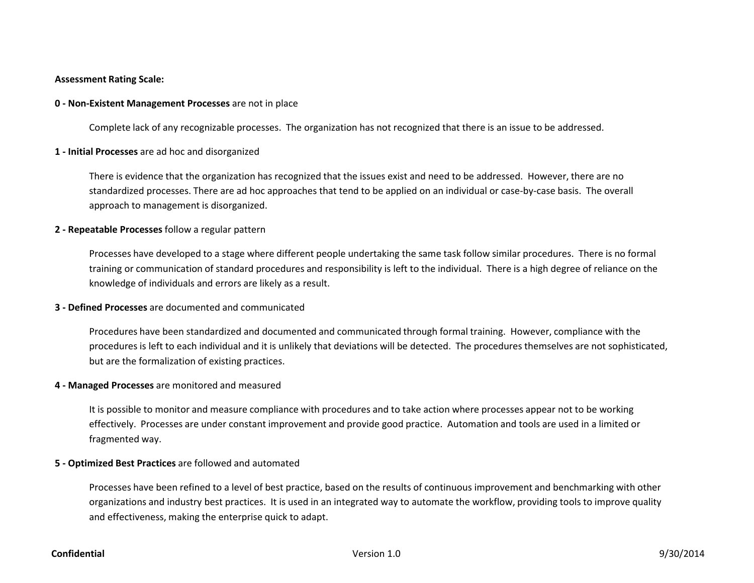**Assessment Rating Scale:**

**0 - Non-Existent Management Processes** are not in place

Complete lack of any recognizable processes. The organization has not recognized that there is an issue to be addressed.

**1 - Initial Processes** are ad hoc and disorganized

There is evidence that the organization has recognized that the issues exist and need to be addressed. However, there are no standardized processes. There are ad hoc approaches that tend to be applied on an individual or case-by-case basis. The overall approach to management is disorganized.

**2 - Repeatable Processes** follow a regular pattern

Processes have developed to a stage where different people undertaking the same task follow similar procedures. There is no formal training or communication of standard procedures and responsibility is left to the individual. There is a high degree of reliance on the knowledge of individuals and errors are likely as a result.

**3 - Defined Processes** are documented and communicated

Procedures have been standardized and documented and communicated through formal training. However, compliance with the procedures is left to each individual and it is unlikely that deviations will be detected. The procedures themselves are not sophisticated, but are the formalization of existing practices.

**4 - Managed Processes** are monitored and measured

It is possible to monitor and measure compliance with procedures and to take action where processes appear not to be working effectively. Processes are under constant improvement and provide good practice. Automation and tools are used in a limited or fragmented way.

**5 - Optimized Best Practices** are followed and automated

Processes have been refined to a level of best practice, based on the results of continuous improvement and benchmarking with other organizations and industry best practices. It is used in an integrated way to automate the workflow, providing tools to improve quality and effectiveness, making the enterprise quick to adapt.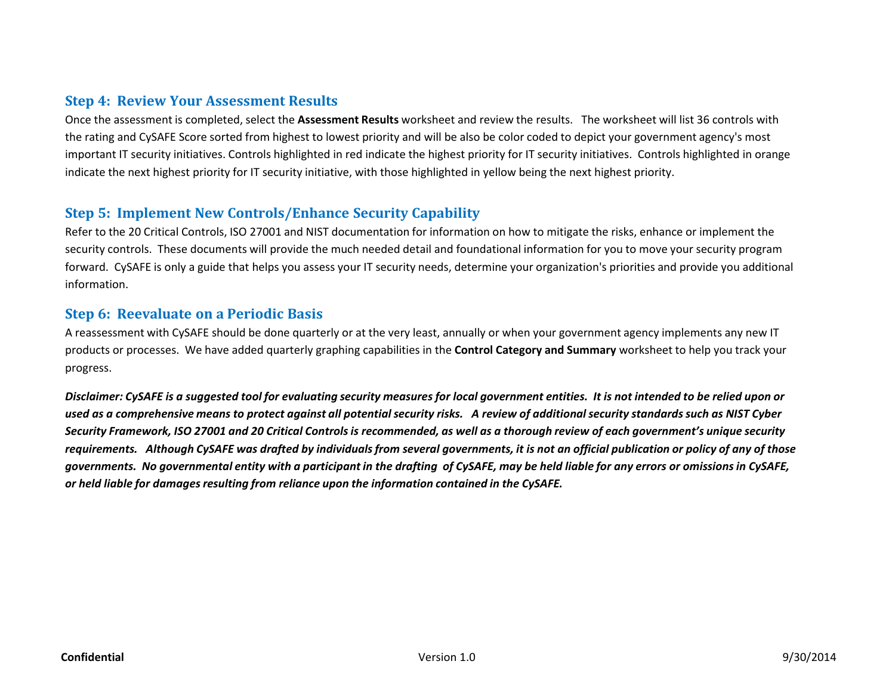## Step 4: Review Your Assessment Results

Once the assessment is completed, select the **Assessment Results** worksheet and review the results. The worksheet will list 36 controls with the rating and CySAFE Score sorted from highest to lowest priority and will be also be color coded to depict your government agency's most important IT security initiatives. Controls highlighted in red indicate the highest priority for IT security initiatives. Controls highlighted in orange indicate the next highest priority for IT security initiative, with those highlighted in yellow being the next highest priority.

## Step 5: Implement New Controls/Enhance Security Capability

Refer to the 20 Critical Controls, ISO 27001 and NIST documentation for information on how to mitigate the risks, enhance or implement the security controls. These documents will provide the much needed detail and foundational information for you to move your security program forward. CySAFE is only a guide that helps you assess your IT security needs, determine your organization's priorities and provide you additional information.

## Step 6: Reevaluate on a Periodic Basis

A reassessment with CySAFE should be done quarterly or at the very least, annually or when your government agency implements any new IT products or processes. We have added quarterly graphing capabilities in the **Control Category and Summary** worksheet to help you track your progress.

***Disclaimer: CySAFE is a suggested tool for evaluating security measures for local government entities. It is not intended to be relied upon or used as a comprehensive means to protect against all potential security risks. A review of additional security standards such as NIST Cyber Security Framework, ISO 27001 and 20 Critical Controls is recommended, as well as a thorough review of each government's unique security requirements. Although CySAFE was drafted by individuals from several governments, it is not an official publication or policy of any of those governments. No governmental entity with a participant in the drafting of CySAFE, may be held liable for any errors or omissions in CySAFE, or held liable for damages resulting from reliance upon the information contained in the CySAFE.***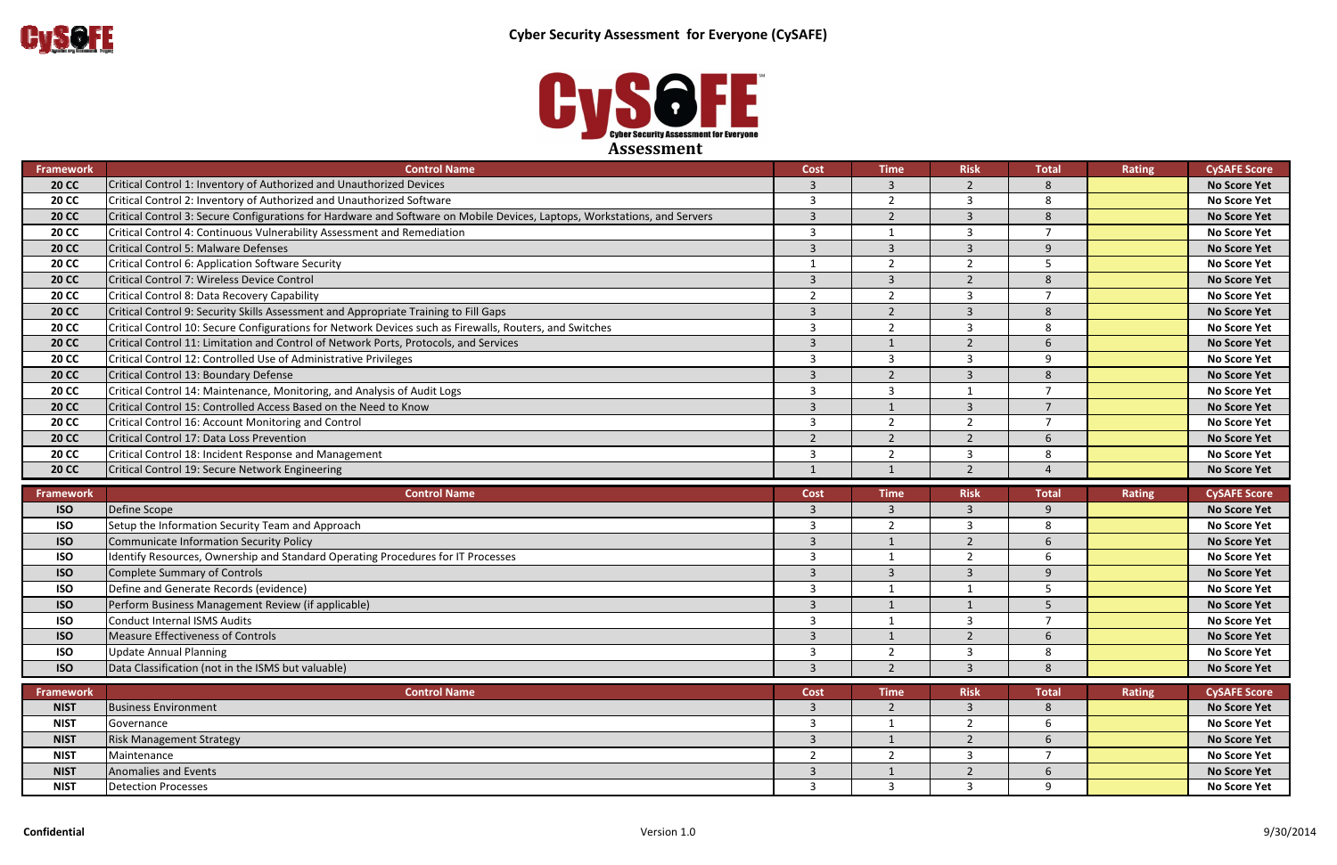# Cyber Security Assessment for Everyone (CySAFE)

## Assessment

| Framework | Control Name | Cost | Time | Risk | Total | Rating | CySAFE Score |
|---|---|---|---|---|---|---|---|
| 20 CC | Critical Control 1: Inventory of Authorized and Unauthorized Devices | 3 | 3 | 2 | 8 | | No Score Yet |
| 20 CC | Critical Control 2: Inventory of Authorized and Unauthorized Software | 3 | 2 | 3 | 8 | | No Score Yet |
| 20 CC | Critical Control 3: Secure Configurations for Hardware and Software on Mobile Devices, Laptops, Workstations, and Servers | 3 | 2 | 3 | 8 | | No Score Yet |
| 20 CC | Critical Control 4: Continuous Vulnerability Assessment and Remediation | 3 | 1 | 3 | 7 | | No Score Yet |
| 20 CC | Critical Control 5: Malware Defenses | 3 | 3 | 3 | 9 | | No Score Yet |
| 20 CC | Critical Control 6: Application Software Security | 1 | 2 | 2 | 5 | | No Score Yet |
| 20 CC | Critical Control 7: Wireless Device Control | 3 | 3 | 2 | 8 | | No Score Yet |
| 20 CC | Critical Control 8: Data Recovery Capability | 2 | 2 | 3 | 7 | | No Score Yet |
| 20 CC | Critical Control 9: Security Skills Assessment and Appropriate Training to Fill Gaps | 3 | 2 | 3 | 8 | | No Score Yet |
| 20 CC | Critical Control 10: Secure Configurations for Network Devices such as Firewalls, Routers, and Switches | 3 | 2 | 3 | 8 | | No Score Yet |
| 20 CC | Critical Control 11: Limitation and Control of Network Ports, Protocols, and Services | 3 | 1 | 2 | 6 | | No Score Yet |
| 20 CC | Critical Control 12: Controlled Use of Administrative Privileges | 3 | 3 | 3 | 9 | | No Score Yet |
| 20 CC | Critical Control 13: Boundary Defense | 3 | 2 | 3 | 8 | | No Score Yet |
| 20 CC | Critical Control 14: Maintenance, Monitoring, and Analysis of Audit Logs | 3 | 3 | 1 | 7 | | No Score Yet |
| 20 CC | Critical Control 15: Controlled Access Based on the Need to Know | 3 | 1 | 3 | 7 | | No Score Yet |
| 20 CC | Critical Control 16: Account Monitoring and Control | 3 | 2 | 2 | 7 | | No Score Yet |
| 20 CC | Critical Control 17: Data Loss Prevention | 2 | 2 | 2 | 6 | | No Score Yet |
| 20 CC | Critical Control 18: Incident Response and Management | 3 | 2 | 3 | 8 | | No Score Yet |
| 20 CC | Critical Control 19: Secure Network Engineering | 1 | 1 | 2 | 4 | | No Score Yet |

| Framework | Control Name | Cost | Time | Risk | Total | Rating | CySAFE Score |
|---|---|---|---|---|---|---|---|
| ISO | Define Scope | 3 | 3 | 3 | 9 | | No Score Yet |
| ISO | Setup the Information Security Team and Approach | 3 | 2 | 3 | 8 | | No Score Yet |
| ISO | Communicate Information Security Policy | 3 | 1 | 2 | 6 | | No Score Yet |
| ISO | Identify Resources, Ownership and Standard Operating Procedures for IT Processes | 3 | 1 | 2 | 6 | | No Score Yet |
| ISO | Complete Summary of Controls | 3 | 3 | 3 | 9 | | No Score Yet |
| ISO | Define and Generate Records (evidence) | 3 | 1 | 1 | 5 | | No Score Yet |
| ISO | Perform Business Management Review (if applicable) | 3 | 1 | 1 | 5 | | No Score Yet |
| ISO | Conduct Internal ISMS Audits | 3 | 1 | 3 | 7 | | No Score Yet |
| ISO | Measure Effectiveness of Controls | 3 | 1 | 2 | 6 | | No Score Yet |
| ISO | Update Annual Planning | 3 | 2 | 3 | 8 | | No Score Yet |
| ISO | Data Classification (not in the ISMS but valuable) | 3 | 2 | 3 | 8 | | No Score Yet |

| Framework | Control Name | Cost | Time | Risk | Total | Rating | CySAFE Score |
|---|---|---|---|---|---|---|---|
| NIST | Business Environment | 3 | 2 | 3 | 8 | | No Score Yet |
| NIST | Governance | 3 | 1 | 2 | 6 | | No Score Yet |
| NIST | Risk Management Strategy | 3 | 1 | 2 | 6 | | No Score Yet |
| NIST | Maintenance | 2 | 2 | 3 | 7 | | No Score Yet |
| NIST | Anomalies and Events | 3 | 1 | 2 | 6 | | No Score Yet |
| NIST | Detection Processes | 3 | 3 | 3 | 9 | | No Score Yet |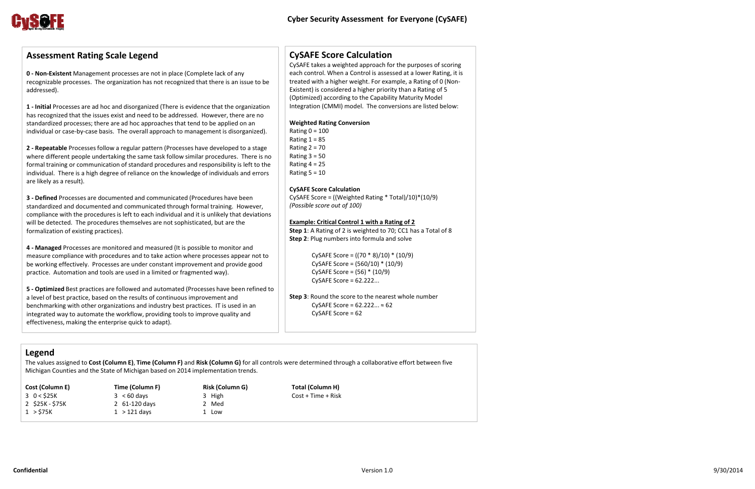# Cyber Security Assessment for Everyone (CySAFE)

## Assessment Rating Scale Legend

**0 - Non-Existent** Management processes are not in place (Complete lack of any recognizable processes. The organization has not recognized that there is an issue to be addressed).

**1 - Initial** Processes are ad hoc and disorganized (There is evidence that the organization has recognized that the issues exist and need to be addressed. However, there are no standardized processes; there are ad hoc approaches that tend to be applied on an individual or case-by-case basis. The overall approach to management is disorganized).

**2 - Repeatable** Processes follow a regular pattern (Processes have developed to a stage where different people undertaking the same task follow similar procedures. There is no formal training or communication of standard procedures and responsibility is left to the individual. There is a high degree of reliance on the knowledge of individuals and errors are likely as a result).

**3 - Defined** Processes are documented and communicated (Procedures have been standardized and documented and communicated through formal training. However, compliance with the procedures is left to each individual and it is unlikely that deviations will be detected. The procedures themselves are not sophisticated, but are the formalization of existing practices).

**4 - Managed** Processes are monitored and measured (It is possible to monitor and measure compliance with procedures and to take action where processes appear not to be working effectively. Processes are under constant improvement and provide good practice. Automation and tools are used in a limited or fragmented way).

**5 - Optimized** Best practices are followed and automated (Processes have been refined to a level of best practice, based on the results of continuous improvement and benchmarking with other organizations and industry best practices. IT is used in an integrated way to automate the workflow, providing tools to improve quality and effectiveness, making the enterprise quick to adapt).

## CySAFE Score Calculation

CySAFE takes a weighted approach for the purposes of scoring each control. When a Control is assessed at a lower Rating, it is treated with a higher weight. For example, a Rating of 0 (Non-Existent) is considered a higher priority than a Rating of 5 (Optimized) according to the Capability Maturity Model Integration (CMMI) model. The conversions are listed below:

**Weighted Rating Conversion**

Rating 0 = 100
Rating 1 = 85
Rating 2 = 70
Rating 3 = 50
Rating 4 = 25
Rating 5 = 10

**CySAFE Score Calculation**

CySAFE Score = ((Weighted Rating * Total)/10)*(10/9)
*(Possible score out of 100)*

**Example: Critical Control 1 with a Rating of 2**

**Step 1**: A Rating of 2 is weighted to 70; CC1 has a Total of 8

**Step 2**: Plug numbers into formula and solve

CySAFE Score = ((70 * 8)/10) * (10/9)
CySAFE Score = (560/10) * (10/9)
CySAFE Score = (56) * (10/9)
CySAFE Score = 62.222...

**Step 3**: Round the score to the nearest whole number

CySAFE Score = 62.222... ≈ 62
CySAFE Score = 62

## Legend

The values assigned to **Cost (Column E)**, **Time (Column F)** and **Risk (Column G)** for all controls were determined through a collaborative effort between five Michigan Counties and the State of Michigan based on 2014 implementation trends.

| Cost (Column E) | Time (Column F) | Risk (Column G) | Total (Column H) |
|---|---|---|---|
| 3 0 < $25K | 3 < 60 days | 3 High | Cost + Time + Risk |
| 2 $25K - $75K | 2 61-120 days | 2 Med | |
| 1 > $75K | 1 > 121 days | 1 Low | |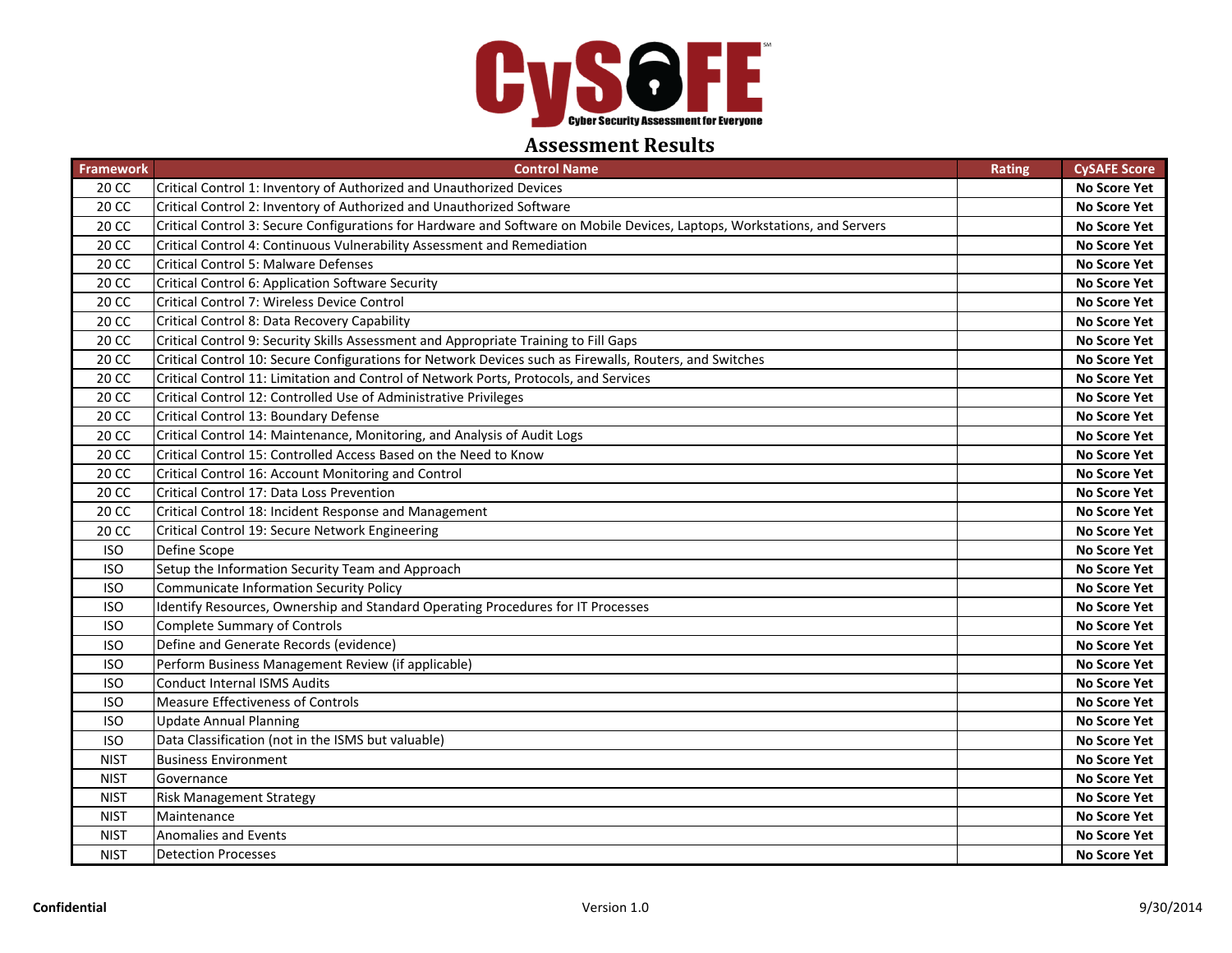CySAFE
Cyber Security Assessment for Everyone

## Assessment Results

| Framework | Control Name | Rating | CySAFE Score |
|---|---|---|---|
| 20 CC | Critical Control 1: Inventory of Authorized and Unauthorized Devices | | **No Score Yet** |
| 20 CC | Critical Control 2: Inventory of Authorized and Unauthorized Software | | **No Score Yet** |
| 20 CC | Critical Control 3: Secure Configurations for Hardware and Software on Mobile Devices, Laptops, Workstations, and Servers | | **No Score Yet** |
| 20 CC | Critical Control 4: Continuous Vulnerability Assessment and Remediation | | **No Score Yet** |
| 20 CC | Critical Control 5: Malware Defenses | | **No Score Yet** |
| 20 CC | Critical Control 6: Application Software Security | | **No Score Yet** |
| 20 CC | Critical Control 7: Wireless Device Control | | **No Score Yet** |
| 20 CC | Critical Control 8: Data Recovery Capability | | **No Score Yet** |
| 20 CC | Critical Control 9: Security Skills Assessment and Appropriate Training to Fill Gaps | | **No Score Yet** |
| 20 CC | Critical Control 10: Secure Configurations for Network Devices such as Firewalls, Routers, and Switches | | **No Score Yet** |
| 20 CC | Critical Control 11: Limitation and Control of Network Ports, Protocols, and Services | | **No Score Yet** |
| 20 CC | Critical Control 12: Controlled Use of Administrative Privileges | | **No Score Yet** |
| 20 CC | Critical Control 13: Boundary Defense | | **No Score Yet** |
| 20 CC | Critical Control 14: Maintenance, Monitoring, and Analysis of Audit Logs | | **No Score Yet** |
| 20 CC | Critical Control 15: Controlled Access Based on the Need to Know | | **No Score Yet** |
| 20 CC | Critical Control 16: Account Monitoring and Control | | **No Score Yet** |
| 20 CC | Critical Control 17: Data Loss Prevention | | **No Score Yet** |
| 20 CC | Critical Control 18: Incident Response and Management | | **No Score Yet** |
| 20 CC | Critical Control 19: Secure Network Engineering | | **No Score Yet** |
| ISO | Define Scope | | **No Score Yet** |
| ISO | Setup the Information Security Team and Approach | | **No Score Yet** |
| ISO | Communicate Information Security Policy | | **No Score Yet** |
| ISO | Identify Resources, Ownership and Standard Operating Procedures for IT Processes | | **No Score Yet** |
| ISO | Complete Summary of Controls | | **No Score Yet** |
| ISO | Define and Generate Records (evidence) | | **No Score Yet** |
| ISO | Perform Business Management Review (if applicable) | | **No Score Yet** |
| ISO | Conduct Internal ISMS Audits | | **No Score Yet** |
| ISO | Measure Effectiveness of Controls | | **No Score Yet** |
| ISO | Update Annual Planning | | **No Score Yet** |
| ISO | Data Classification (not in the ISMS but valuable) | | **No Score Yet** |
| NIST | Business Environment | | **No Score Yet** |
| NIST | Governance | | **No Score Yet** |
| NIST | Risk Management Strategy | | **No Score Yet** |
| NIST | Maintenance | | **No Score Yet** |
| NIST | Anomalies and Events | | **No Score Yet** |
| NIST | Detection Processes | | **No Score Yet** |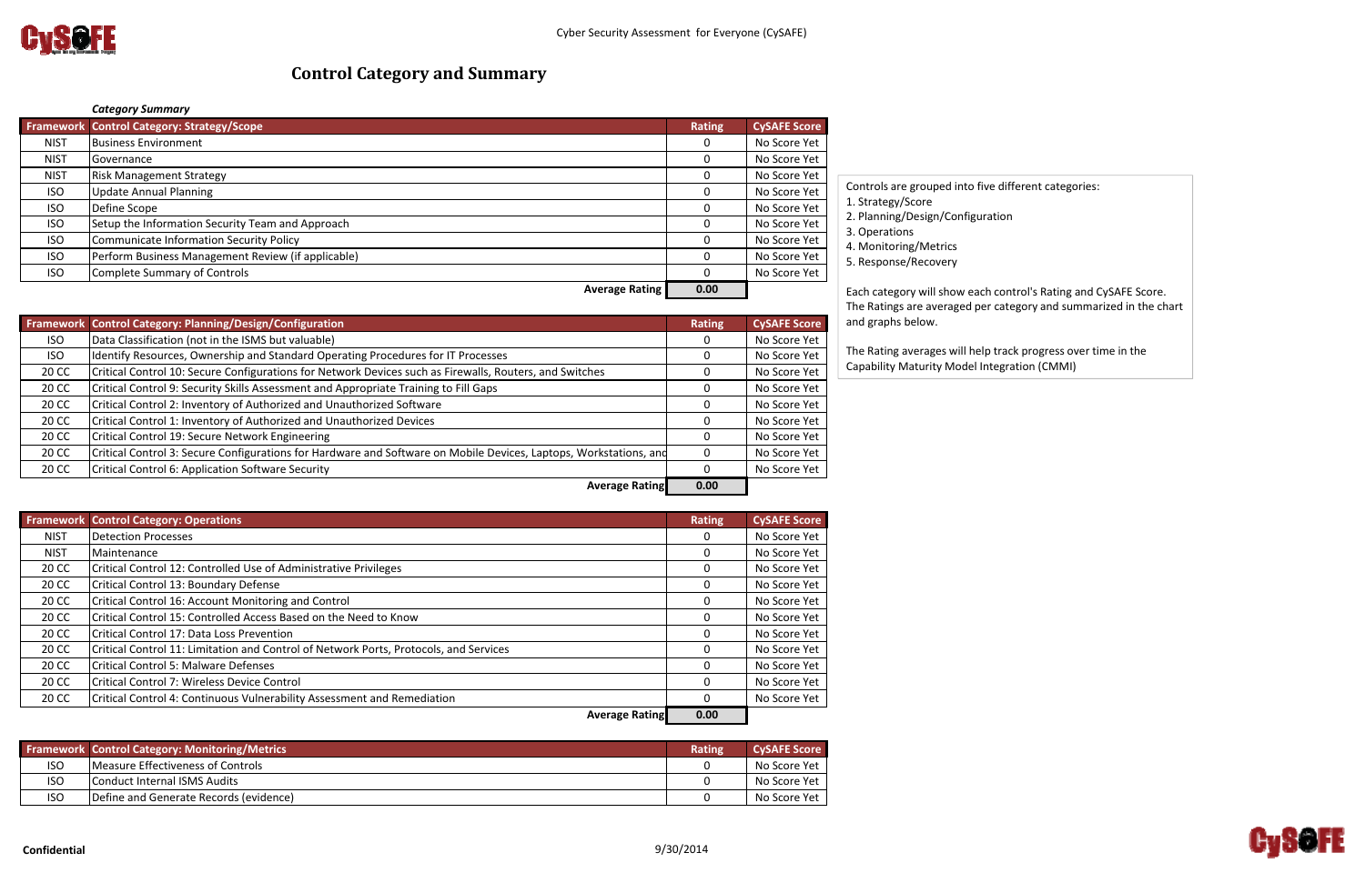# Control Category and Summary

*Category Summary*

| Framework | Control Category: Strategy/Scope | Rating | CySAFE Score |
|---|---|---|---|
| NIST | Business Environment | 0 | No Score Yet |
| NIST | Governance | 0 | No Score Yet |
| NIST | Risk Management Strategy | 0 | No Score Yet |
| ISO | Update Annual Planning | 0 | No Score Yet |
| ISO | Define Scope | 0 | No Score Yet |
| ISO | Setup the Information Security Team and Approach | 0 | No Score Yet |
| ISO | Communicate Information Security Policy | 0 | No Score Yet |
| ISO | Perform Business Management Review (if applicable) | 0 | No Score Yet |
| ISO | Complete Summary of Controls | 0 | No Score Yet |
| | **Average Rating** | **0.00** | |

| Framework | Control Category: Planning/Design/Configuration | Rating | CySAFE Score |
|---|---|---|---|
| ISO | Data Classification (not in the ISMS but valuable) | 0 | No Score Yet |
| ISO | Identify Resources, Ownership and Standard Operating Procedures for IT Processes | 0 | No Score Yet |
| 20 CC | Critical Control 10: Secure Configurations for Network Devices such as Firewalls, Routers, and Switches | 0 | No Score Yet |
| 20 CC | Critical Control 9: Security Skills Assessment and Appropriate Training to Fill Gaps | 0 | No Score Yet |
| 20 CC | Critical Control 2: Inventory of Authorized and Unauthorized Software | 0 | No Score Yet |
| 20 CC | Critical Control 1: Inventory of Authorized and Unauthorized Devices | 0 | No Score Yet |
| 20 CC | Critical Control 19: Secure Network Engineering | 0 | No Score Yet |
| 20 CC | Critical Control 3: Secure Configurations for Hardware and Software on Mobile Devices, Laptops, Workstations, and | 0 | No Score Yet |
| 20 CC | Critical Control 6: Application Software Security | 0 | No Score Yet |
| | **Average Rating** | **0.00** | |

| Framework | Control Category: Operations | Rating | CySAFE Score |
|---|---|---|---|
| NIST | Detection Processes | 0 | No Score Yet |
| NIST | Maintenance | 0 | No Score Yet |
| 20 CC | Critical Control 12: Controlled Use of Administrative Privileges | 0 | No Score Yet |
| 20 CC | Critical Control 13: Boundary Defense | 0 | No Score Yet |
| 20 CC | Critical Control 16: Account Monitoring and Control | 0 | No Score Yet |
| 20 CC | Critical Control 15: Controlled Access Based on the Need to Know | 0 | No Score Yet |
| 20 CC | Critical Control 17: Data Loss Prevention | 0 | No Score Yet |
| 20 CC | Critical Control 11: Limitation and Control of Network Ports, Protocols, and Services | 0 | No Score Yet |
| 20 CC | Critical Control 5: Malware Defenses | 0 | No Score Yet |
| 20 CC | Critical Control 7: Wireless Device Control | 0 | No Score Yet |
| 20 CC | Critical Control 4: Continuous Vulnerability Assessment and Remediation | 0 | No Score Yet |
| | **Average Rating** | **0.00** | |

| Framework | Control Category: Monitoring/Metrics | Rating | CySAFE Score |
|---|---|---|---|
| ISO | Measure Effectiveness of Controls | 0 | No Score Yet |
| ISO | Conduct Internal ISMS Audits | 0 | No Score Yet |
| ISO | Define and Generate Records (evidence) | 0 | No Score Yet |

Controls are grouped into five different categories:
1. Strategy/Score
2. Planning/Design/Configuration
3. Operations
4. Monitoring/Metrics
5. Response/Recovery

Each category will show each control's Rating and CySAFE Score. The Ratings are averaged per category and summarized in the chart and graphs below.

The Rating averages will help track progress over time in the Capability Maturity Model Integration (CMMI)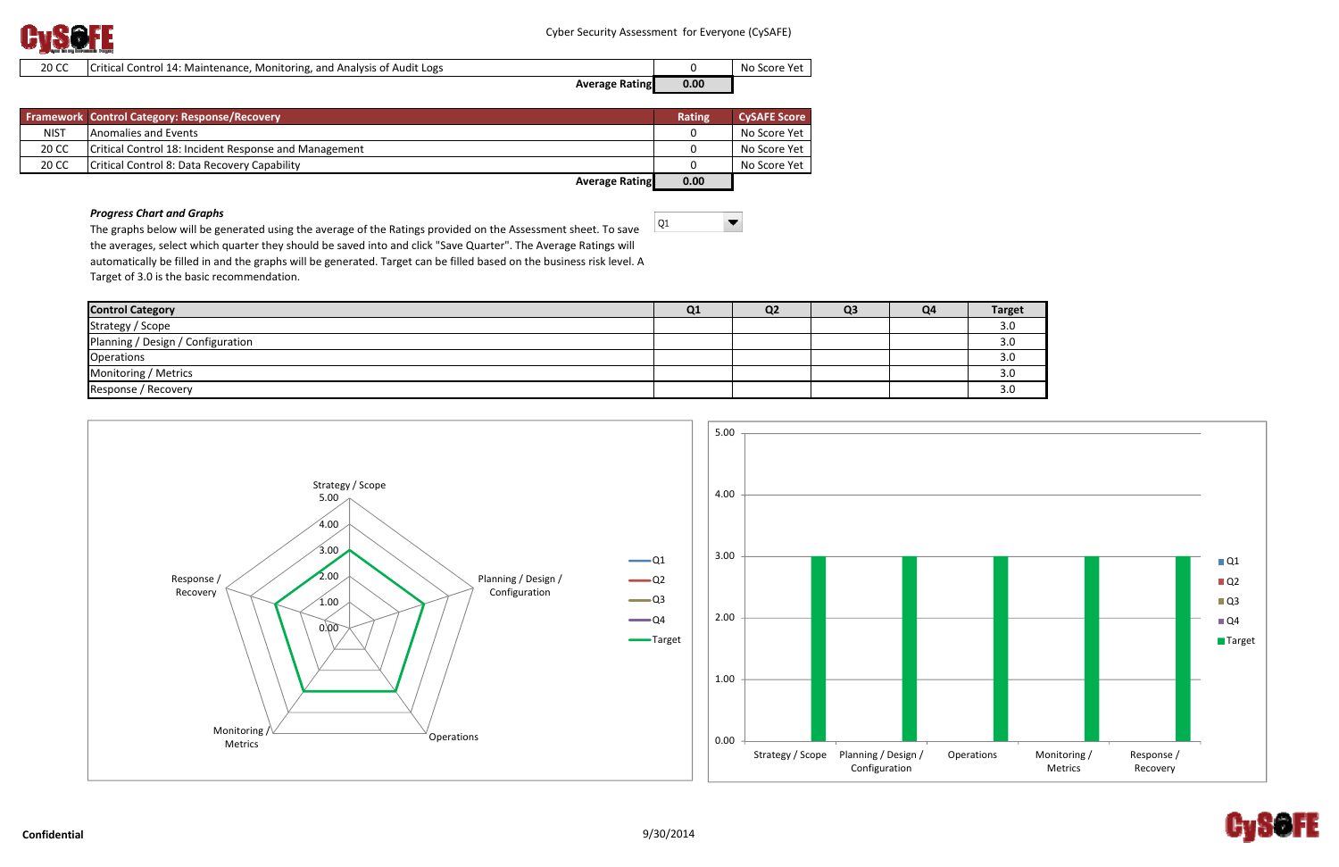| | | | |
|---|---|---|---|
| 20 CC | Critical Control 14: Maintenance, Monitoring, and Analysis of Audit Logs | 0 | No Score Yet |
| | **Average Rating** | **0.00** | |

| Framework | Control Category: Response/Recovery | Rating | CySAFE Score |
|---|---|---|---|
| NIST | Anomalies and Events | 0 | No Score Yet |
| 20 CC | Critical Control 18: Incident Response and Management | 0 | No Score Yet |
| 20 CC | Critical Control 8: Data Recovery Capability | 0 | No Score Yet |
| | **Average Rating** | **0.00** | |

***Progress Chart and Graphs***

The graphs below will be generated using the average of the Ratings provided on the Assessment sheet. To save the averages, select which quarter they should be saved into and click "Save Quarter". The Average Ratings will automatically be filled in and the graphs will be generated. Target can be filled based on the business risk level. A Target of 3.0 is the basic recommendation.

Q1

| Control Category | Q1 | Q2 | Q3 | Q4 | Target |
|---|---|---|---|---|---|
| Strategy / Scope | | | | | 3.0 |
| Planning / Design / Configuration | | | | | 3.0 |
| Operations | | | | | 3.0 |
| Monitoring / Metrics | | | | | 3.0 |
| Response / Recovery | | | | | 3.0 |

**Confidential**

9/30/2014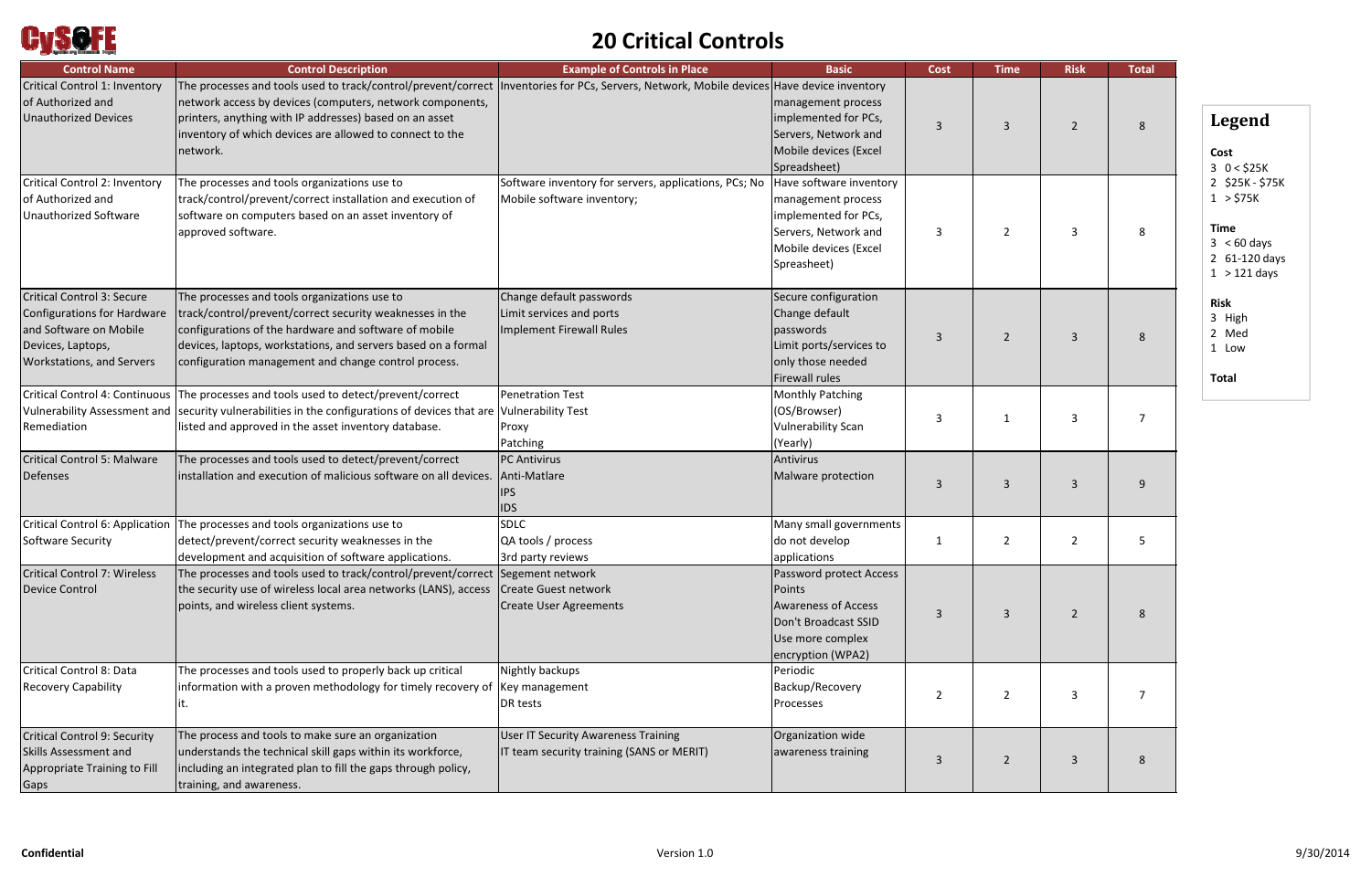# 20 Critical Controls

| Control Name | Control Description | Example of Controls in Place | Basic | Cost | Time | Risk | Total |
|---|---|---|---|---|---|---|---|
| Critical Control 1: Inventory of Authorized and Unauthorized Devices | The processes and tools used to track/control/prevent/correct network access by devices (computers, network components, printers, anything with IP addresses) based on an asset inventory of which devices are allowed to connect to the network. | Inventories for PCs, Servers, Network, Mobile devices | Have device inventory management process implemented for PCs, Servers, Network and Mobile devices (Excel Spreadsheet) | 3 | 3 | 2 | 8 |
| Critical Control 2: Inventory of Authorized and Unauthorized Software | The processes and tools organizations use to track/control/prevent/correct installation and execution of software on computers based on an asset inventory of approved software. | Software inventory for servers, applications, PCs; No Mobile software inventory; | Have software inventory management process implemented for PCs, Servers, Network and Mobile devices (Excel Spreasheet) | 3 | 2 | 3 | 8 |
| Critical Control 3: Secure Configurations for Hardware and Software on Mobile Devices, Laptops, Workstations, and Servers | The processes and tools organizations use to track/control/prevent/correct security weaknesses in the configurations of the hardware and software of mobile devices, laptops, workstations, and servers based on a formal configuration management and change control process. | Change default passwords<br>Limit services and ports<br>Implement Firewall Rules | Secure configuration<br>Change default passwords<br>Limit ports/services to only those needed<br>Firewall rules | 3 | 2 | 3 | 8 |
| Critical Control 4: Continuous Vulnerability Assessment and Remediation | The processes and tools used to detect/prevent/correct security vulnerabilities in the configurations of devices that are listed and approved in the asset inventory database. | Penetration Test<br>Vulnerability Test<br>Proxy<br>Patching | Monthly Patching (OS/Browser)<br>Vulnerability Scan (Yearly) | 3 | 1 | 3 | 7 |
| Critical Control 5: Malware Defenses | The processes and tools used to detect/prevent/correct installation and execution of malicious software on all devices. | PC Antivirus<br>Anti-Matlare<br>IPS<br>IDS | Antivirus<br>Malware protection | 3 | 3 | 3 | 9 |
| Critical Control 6: Application Software Security | The processes and tools organizations use to detect/prevent/correct security weaknesses in the development and acquisition of software applications. | SDLC<br>QA tools / process<br>3rd party reviews | Many small governments do not develop applications | 1 | 2 | 2 | 5 |
| Critical Control 7: Wireless Device Control | The processes and tools used to track/control/prevent/correct the security use of wireless local area networks (LANS), access points, and wireless client systems. | Segement network<br>Create Guest network<br>Create User Agreements | Password protect Access Points<br>Awareness of Access<br>Don't Broadcast SSID<br>Use more complex encryption (WPA2) | 3 | 3 | 2 | 8 |
| Critical Control 8: Data Recovery Capability | The processes and tools used to properly back up critical information with a proven methodology for timely recovery of it. | Nightly backups<br>Key management<br>DR tests | Periodic Backup/Recovery Processes | 2 | 2 | 3 | 7 |
| Critical Control 9: Security Skills Assessment and Appropriate Training to Fill Gaps | The process and tools to make sure an organization understands the technical skill gaps within its workforce, including an integrated plan to fill the gaps through policy, training, and awareness. | User IT Security Awareness Training<br>IT team security training (SANS or MERIT) | Organization wide awareness training | 3 | 2 | 3 | 8 |

## Legend

**Cost**
3 0 < $25K
2 $25K - $75K
1 > $75K

**Time**
3 < 60 days
2 61-120 days
1 > 121 days

**Risk**
3 High
2 Med
1 Low

**Total**

Confidential

Version 1.0

9/30/2014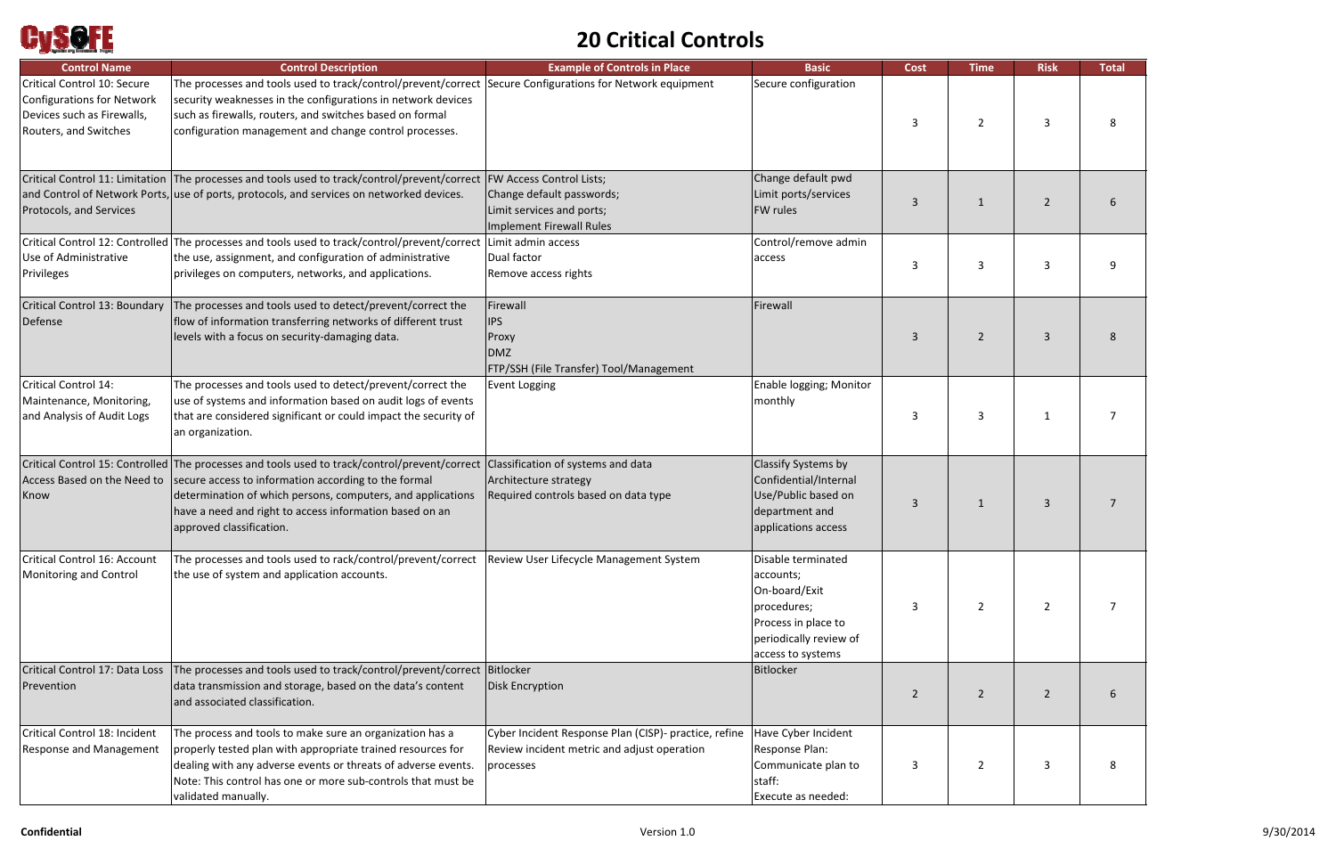# 20 Critical Controls

| Control Name | Control Description | Example of Controls in Place | Basic | Cost | Time | Risk | Total |
|---|---|---|---|---|---|---|---|
| Critical Control 10: Secure Configurations for Network Devices such as Firewalls, Routers, and Switches | The processes and tools used to track/control/prevent/correct security weaknesses in the configurations in network devices such as firewalls, routers, and switches based on formal configuration management and change control processes. | Secure Configurations for Network equipment | Secure configuration | 3 | 2 | 3 | 8 |
| Critical Control 11: Limitation and Control of Network Ports, Protocols, and Services | The processes and tools used to track/control/prevent/correct use of ports, protocols, and services on networked devices. | FW Access Control Lists; Change default passwords; Limit services and ports; Implement Firewall Rules | Change default pwd Limit ports/services FW rules | 3 | 1 | 2 | 6 |
| Critical Control 12: Controlled Use of Administrative Privileges | The processes and tools used to track/control/prevent/correct the use, assignment, and configuration of administrative privileges on computers, networks, and applications. | Limit admin access Dual factor Remove access rights | Control/remove admin access | 3 | 3 | 3 | 9 |
| Critical Control 13: Boundary Defense | The processes and tools used to detect/prevent/correct the flow of information transferring networks of different trust levels with a focus on security-damaging data. | Firewall IPS Proxy DMZ FTP/SSH (File Transfer) Tool/Management | Firewall | 3 | 2 | 3 | 8 |
| Critical Control 14: Maintenance, Monitoring, and Analysis of Audit Logs | The processes and tools used to detect/prevent/correct the use of systems and information based on audit logs of events that are considered significant or could impact the security of an organization. | Event Logging | Enable logging; Monitor monthly | 3 | 3 | 1 | 7 |
| Critical Control 15: Controlled Access Based on the Need to Know | The processes and tools used to track/control/prevent/correct secure access to information according to the formal determination of which persons, computers, and applications have a need and right to access information based on an approved classification. | Classification of systems and data Architecture strategy Required controls based on data type | Classify Systems by Confidential/Internal Use/Public based on department and applications access | 3 | 1 | 3 | 7 |
| Critical Control 16: Account Monitoring and Control | The processes and tools used to rack/control/prevent/correct the use of system and application accounts. | Review User Lifecycle Management System | Disable terminated accounts; On-board/Exit procedures; Process in place to periodically review of access to systems | 3 | 2 | 2 | 7 |
| Critical Control 17: Data Loss Prevention | The processes and tools used to track/control/prevent/correct data transmission and storage, based on the data's content and associated classification. | Bitlocker Disk Encryption | Bitlocker | 2 | 2 | 2 | 6 |
| Critical Control 18: Incident Response and Management | The process and tools to make sure an organization has a properly tested plan with appropriate trained resources for dealing with any adverse events or threats of adverse events. Note: This control has one or more sub-controls that must be validated manually. | Cyber Incident Response Plan (CISP)- practice, refine Review incident metric and adjust operation processes | Have Cyber Incident Response Plan: Communicate plan to staff: Execute as needed: | 3 | 2 | 3 | 8 |

**Confidential** Version 1.0 9/30/2014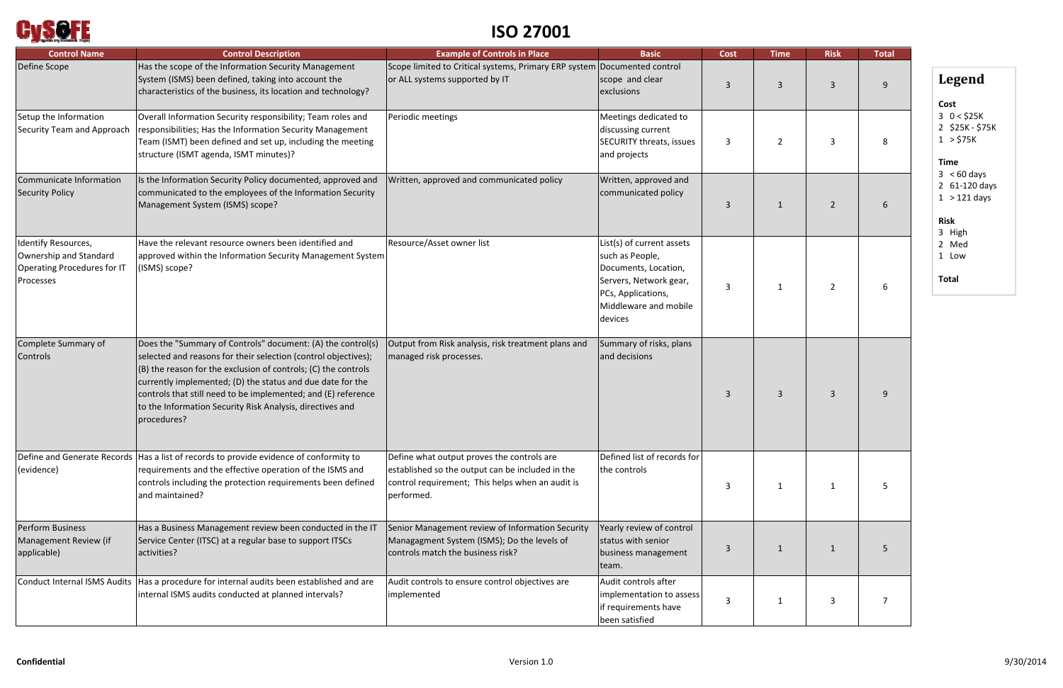# ISO 27001

| Control Name | Control Description | Example of Controls in Place | Basic | Cost | Time | Risk | Total |
|---|---|---|---|---|---|---|---|
| Define Scope | Has the scope of the Information Security Management System (ISMS) been defined, taking into account the characteristics of the business, its location and technology? | Scope limited to Critical systems, Primary ERP system or ALL systems supported by IT | Documented control scope and clear exclusions | 3 | 3 | 3 | 9 |
| Setup the Information Security Team and Approach | Overall Information Security responsibility; Team roles and responsibilities; Has the Information Security Management Team (ISMT) been defined and set up, including the meeting structure (ISMT agenda, ISMT minutes)? | Periodic meetings | Meetings dedicated to discussing current SECURITY threats, issues and projects | 3 | 2 | 3 | 8 |
| Communicate Information Security Policy | Is the Information Security Policy documented, approved and communicated to the employees of the Information Security Management System (ISMS) scope? | Written, approved and communicated policy | Written, approved and communicated policy | 3 | 1 | 2 | 6 |
| Identify Resources, Ownership and Standard Operating Procedures for IT Processes | Have the relevant resource owners been identified and approved within the Information Security Management System (ISMS) scope? | Resource/Asset owner list | List(s) of current assets such as People, Documents, Location, Servers, Network gear, PCs, Applications, Middleware and mobile devices | 3 | 1 | 2 | 6 |
| Complete Summary of Controls | Does the "Summary of Controls" document: (A) the control(s) selected and reasons for their selection (control objectives); (B) the reason for the exclusion of controls; (C) the controls currently implemented; (D) the status and due date for the controls that still need to be implemented; and (E) reference to the Information Security Risk Analysis, directives and procedures? | Output from Risk analysis, risk treatment plans and managed risk processes. | Summary of risks, plans and decisions | 3 | 3 | 3 | 9 |
| Define and Generate Records (evidence) | Has a list of records to provide evidence of conformity to requirements and the effective operation of the ISMS and controls including the protection requirements been defined and maintained? | Define what output proves the controls are established so the output can be included in the control requirement; This helps when an audit is performed. | Defined list of records for the controls | 3 | 1 | 1 | 5 |
| Perform Business Management Review (if applicable) | Has a Business Management review been conducted in the IT Service Center (ITSC) at a regular base to support ITSCs activities? | Senior Management review of Information Security Managagment System (ISMS); Do the levels of controls match the business risk? | Yearly review of control status with senior business management team. | 3 | 1 | 1 | 5 |
| Conduct Internal ISMS Audits | Has a procedure for internal audits been established and are internal ISMS audits conducted at planned intervals? | Audit controls to ensure control objectives are implemented | Audit controls after implementation to assess if requirements have been satisfied | 3 | 1 | 3 | 7 |

## Legend

**Cost**
- 3 0 < $25K
- 2 $25K - $75K
- 1 > $75K

**Time**
- 3 < 60 days
- 2 61-120 days
- 1 > 121 days

**Risk**
- 3 High
- 2 Med
- 1 Low

**Total**

**Confidential** Version 1.0 9/30/2014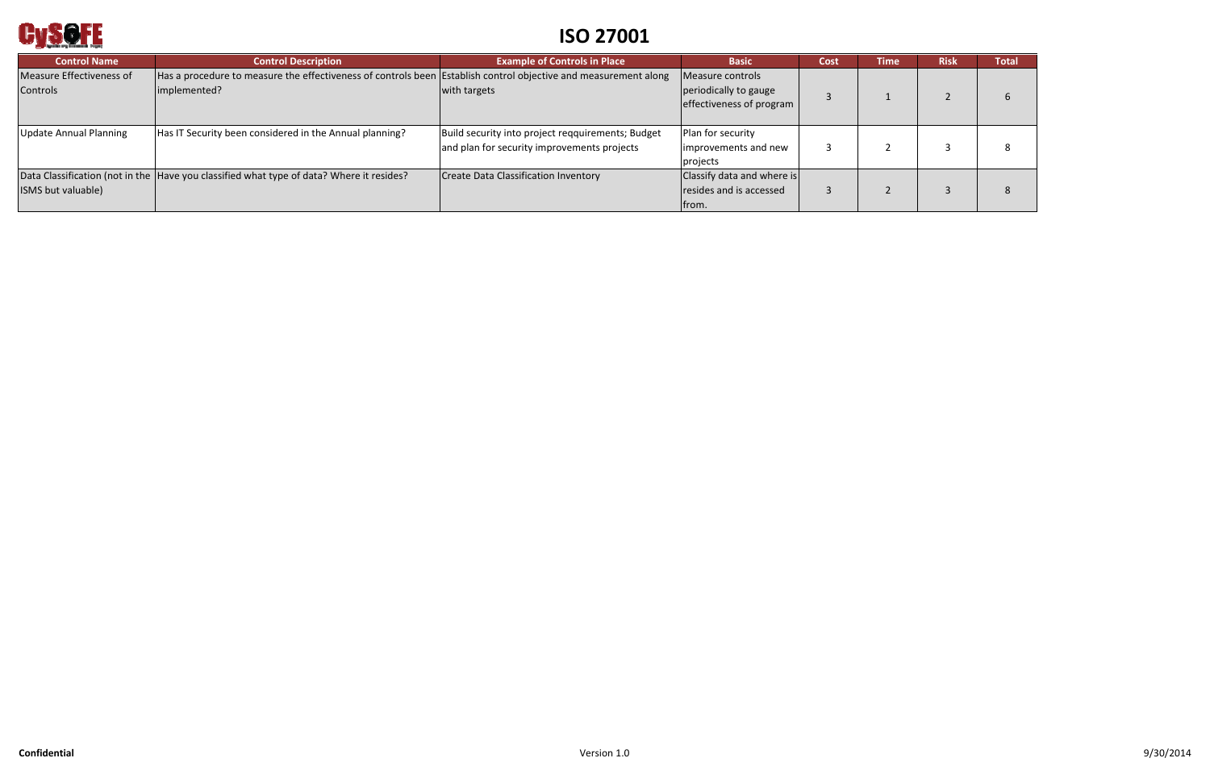# ISO 27001

| Control Name | Control Description | Example of Controls in Place | Basic | Cost | Time | Risk | Total |
|---|---|---|---|---|---|---|---|
| Measure Effectiveness of Controls | Has a procedure to measure the effectiveness of controls been implemented? | Establish control objective and measurement along with targets | Measure controls periodically to gauge effectiveness of program | 3 | 1 | 2 | 6 |
| Update Annual Planning | Has IT Security been considered in the Annual planning? | Build security into project reqquirements; Budget and plan for security improvements projects | Plan for security improvements and new projects | 3 | 2 | 3 | 8 |
| Data Classification (not in the ISMS but valuable) | Have you classified what type of data? Where it resides? | Create Data Classification Inventory | Classify data and where is resides and is accessed from. | 3 | 2 | 3 | 8 |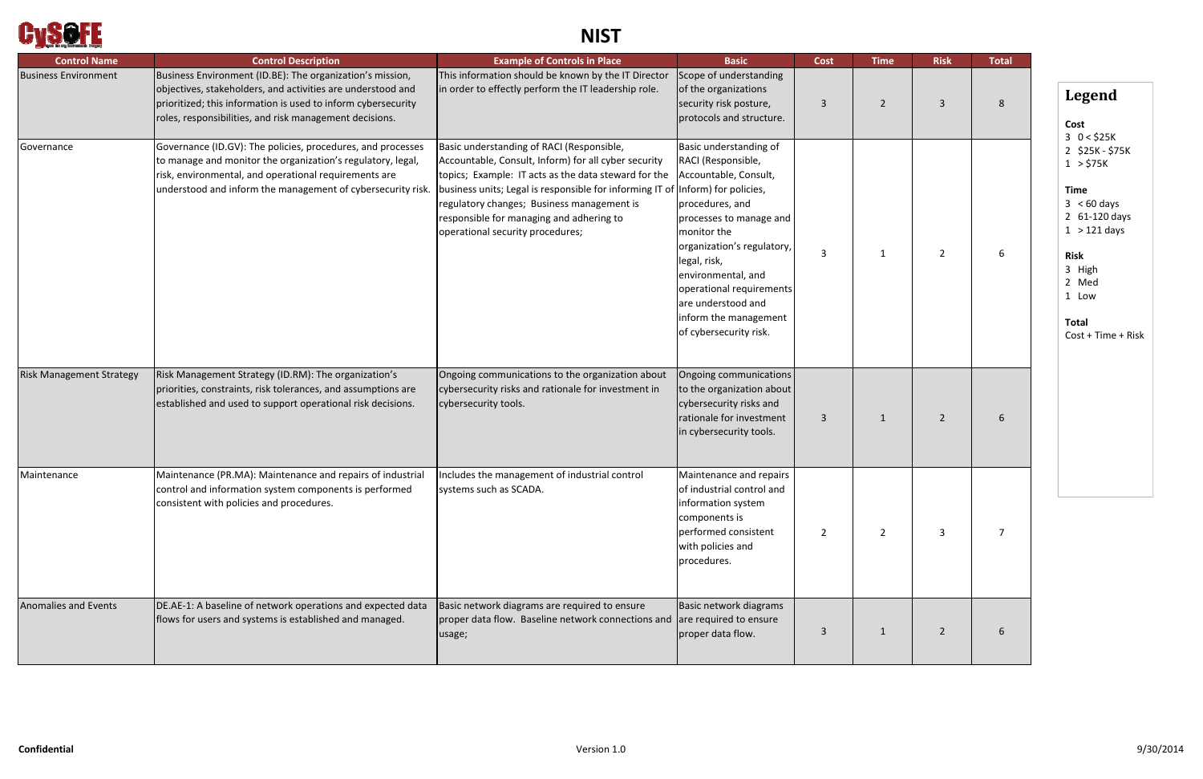# NIST

| Control Name | Control Description | Example of Controls in Place | Basic | Cost | Time | Risk | Total |
|---|---|---|---|---|---|---|---|
| Business Environment | Business Environment (ID.BE): The organization's mission, objectives, stakeholders, and activities are understood and prioritized; this information is used to inform cybersecurity roles, responsibilities, and risk management decisions. | This information should be known by the IT Director in order to effectly perform the IT leadership role. | Scope of understanding of the organizations security risk posture, protocols and structure. | 3 | 2 | 3 | 8 |
| Governance | Governance (ID.GV): The policies, procedures, and processes to manage and monitor the organization's regulatory, legal, risk, environmental, and operational requirements are understood and inform the management of cybersecurity risk. | Basic understanding of RACI (Responsible, Accountable, Consult, Inform) for all cyber security topics; Example: IT acts as the data steward for the business units; Legal is responsible for informing IT of regulatory changes; Business management is responsible for managing and adhering to operational security procedures; | Basic understanding of RACI (Responsible, Accountable, Consult, Inform) for policies, procedures, and processes to manage and monitor the organization's regulatory, legal, risk, environmental, and operational requirements are understood and inform the management of cybersecurity risk. | 3 | 1 | 2 | 6 |
| Risk Management Strategy | Risk Management Strategy (ID.RM): The organization's priorities, constraints, risk tolerances, and assumptions are established and used to support operational risk decisions. | Ongoing communications to the organization about cybersecurity risks and rationale for investment in cybersecurity tools. | Ongoing communications to the organization about cybersecurity risks and rationale for investment in cybersecurity tools. | 3 | 1 | 2 | 6 |
| Maintenance | Maintenance (PR.MA): Maintenance and repairs of industrial control and information system components is performed consistent with policies and procedures. | Includes the management of industrial control systems such as SCADA. | Maintenance and repairs of industrial control and information system components is performed consistent with policies and procedures. | 2 | 2 | 3 | 7 |
| Anomalies and Events | DE.AE-1: A baseline of network operations and expected data flows for users and systems is established and managed. | Basic network diagrams are required to ensure proper data flow. Baseline network connections and usage; | Basic network diagrams are required to ensure proper data flow. | 3 | 1 | 2 | 6 |

## Legend

**Cost**
- 3 0 < $25K
- 2 $25K - $75K
- 1 > $75K

**Time**
- 3 < 60 days
- 2 61-120 days
- 1 > 121 days

**Risk**
- 3 High
- 2 Med
- 1 Low

**Total**
Cost + Time + Risk

**Confidential** Version 1.0 9/30/2014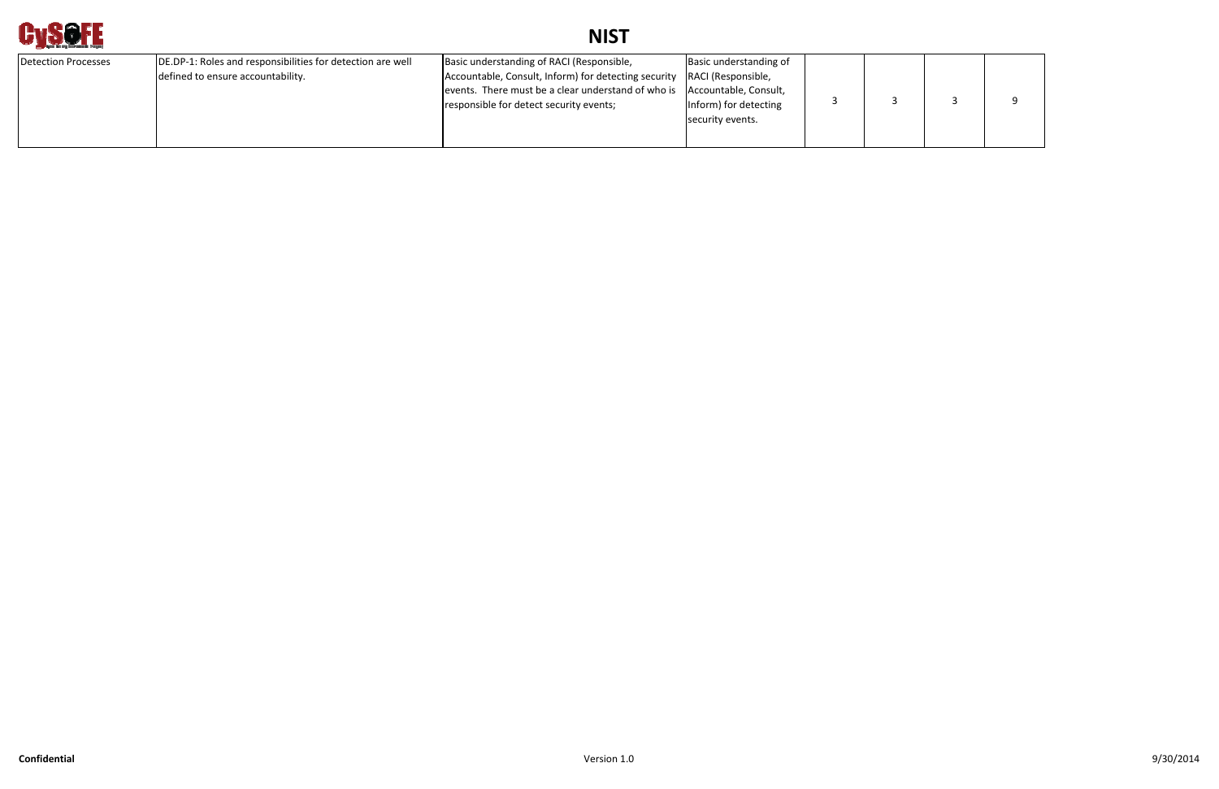# NIST

| | | | | | | | |
|---|---|---|---|---|---|---|---|
| Detection Processes | DE.DP-1: Roles and responsibilities for detection are well defined to ensure accountability. | Basic understanding of RACI (Responsible, Accountable, Consult, Inform) for detecting security events. There must be a clear understand of who is responsible for detect security events; | Basic understanding of RACI (Responsible, Accountable, Consult, Inform) for detecting security events. | 3 | 3 | 3 | 9 |

**Confidential** Version 1.0 9/30/2014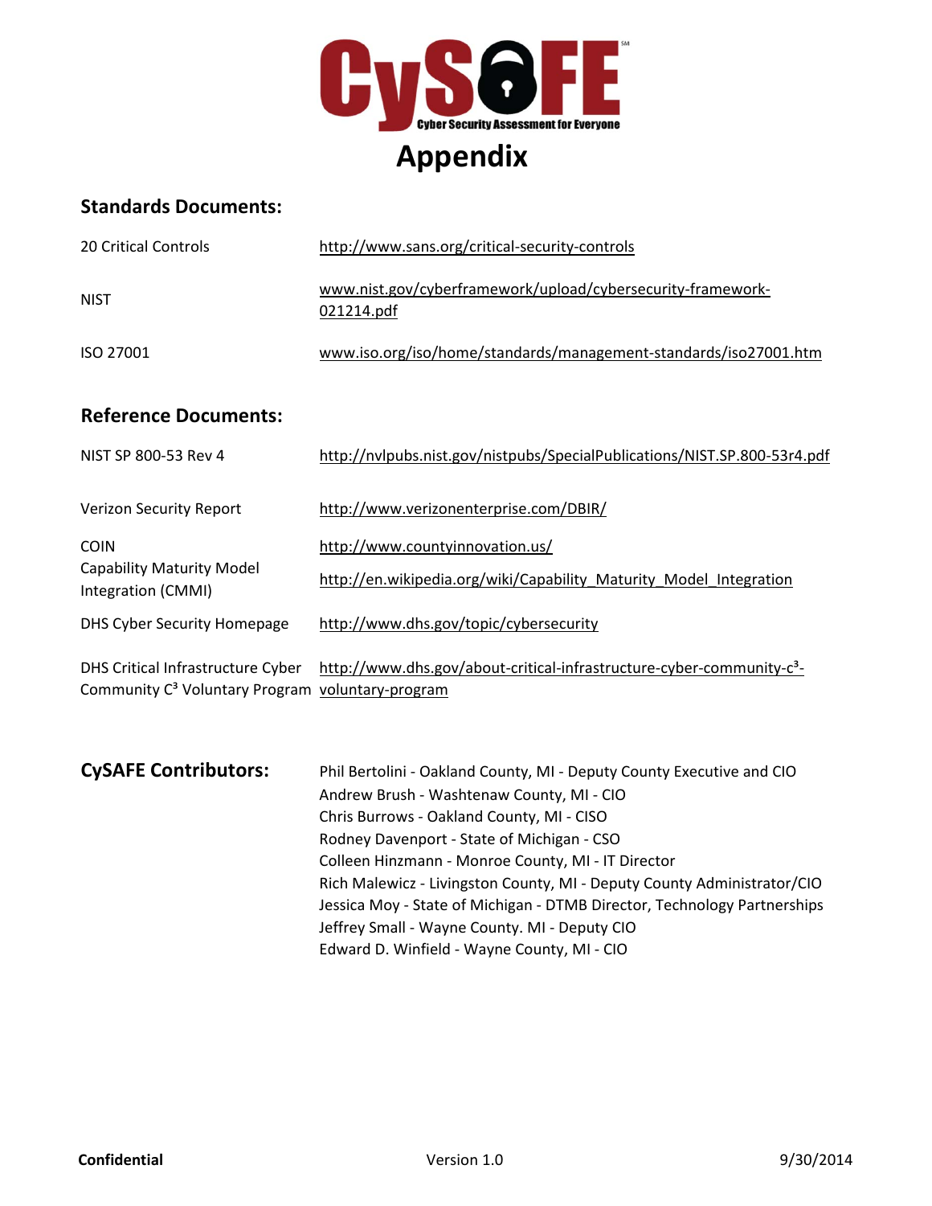# CySAFE

Cyber Security Assessment for Everyone

# Appendix

## Standards Documents:

| | |
|---|---|
| 20 Critical Controls | http://www.sans.org/critical-security-controls |
| NIST | www.nist.gov/cyberframework/upload/cybersecurity-framework-021214.pdf |
| ISO 27001 | www.iso.org/iso/home/standards/management-standards/iso27001.htm |

## Reference Documents:

| | |
|---|---|
| NIST SP 800-53 Rev 4 | http://nvlpubs.nist.gov/nistpubs/SpecialPublications/NIST.SP.800-53r4.pdf |
| Verizon Security Report | http://www.verizonenterprise.com/DBIR/ |
| COIN | http://www.countyinnovation.us/ |
| Capability Maturity Model Integration (CMMI) | http://en.wikipedia.org/wiki/Capability_Maturity_Model_Integration |
| DHS Cyber Security Homepage | http://www.dhs.gov/topic/cybersecurity |
| DHS Critical Infrastructure Cyber Community C³ Voluntary Program | http://www.dhs.gov/about-critical-infrastructure-cyber-community-c³-voluntary-program |

## CySAFE Contributors:

Phil Bertolini - Oakland County, MI - Deputy County Executive and CIO
Andrew Brush - Washtenaw County, MI - CIO
Chris Burrows - Oakland County, MI - CISO
Rodney Davenport - State of Michigan - CSO
Colleen Hinzmann - Monroe County, MI - IT Director
Rich Malewicz - Livingston County, MI - Deputy County Administrator/CIO
Jessica Moy - State of Michigan - DTMB Director, Technology Partnerships
Jeffrey Small - Wayne County. MI - Deputy CIO
Edward D. Winfield - Wayne County, MI - CIO